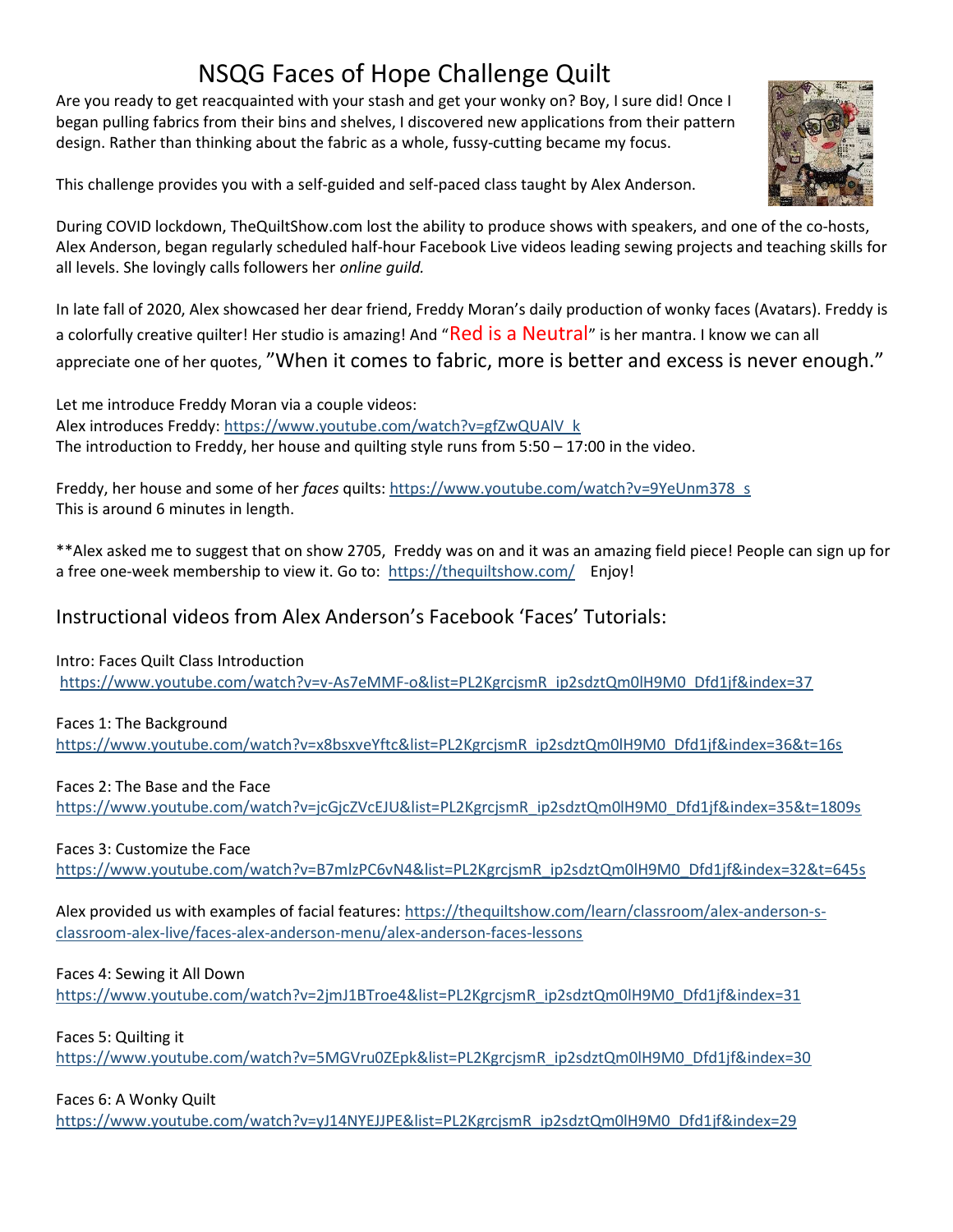# NSQG Faces of Hope Challenge Quilt

Are you ready to get reacquainted with your stash and get your wonky on? Boy, I sure did! Once I began pulling fabrics from their bins and shelves, I discovered new applications from their pattern design. Rather than thinking about the fabric as a whole, fussy-cutting became my focus.

This challenge provides you with a self-guided and self-paced class taught by Alex Anderson.

During COVID lockdown, TheQuiltShow.com lost the ability to produce shows with speakers, and one of the co-hosts, Alex Anderson, began regularly scheduled half-hour Facebook Live videos leading sewing projects and teaching skills for all levels. She lovingly calls followers her *online guild.*

In late fall of 2020, Alex showcased her dear friend, Freddy Moran's daily production of wonky faces (Avatars). Freddy is a colorfully creative quilter! Her studio is amazing! And "Red is a Neutral" is her mantra. I know we can all appreciate one of her quotes, "When it comes to fabric, more is better and excess is never enough."

Let me introduce Freddy Moran via a couple videos:
Alex introduces Freddy: https://www.youtube.com/watch?v=gfZwQUAlV_k
The introduction to Freddy, her house and quilting style runs from 5:50 – 17:00 in the video.

Freddy, her house and some of her *faces* quilts: https://www.youtube.com/watch?v=9YeUnm378_s
This is around 6 minutes in length.

**Alex asked me to suggest that on show 2705, Freddy was on and it was an amazing field piece! People can sign up for a free one-week membership to view it. Go to: https://thequiltshow.com/ Enjoy!

## Instructional videos from Alex Anderson's Facebook 'Faces' Tutorials:

Intro: Faces Quilt Class Introduction
https://www.youtube.com/watch?v=v-As7eMMF-o&list=PL2KgrcjsmR_ip2sdztQm0lH9M0_Dfd1jf&index=37

Faces 1: The Background
https://www.youtube.com/watch?v=x8bsxveYftc&list=PL2KgrcjsmR_ip2sdztQm0lH9M0_Dfd1jf&index=36&t=16s

Faces 2: The Base and the Face
https://www.youtube.com/watch?v=jcGjcZVcEJU&list=PL2KgrcjsmR_ip2sdztQm0lH9M0_Dfd1jf&index=35&t=1809s

Faces 3: Customize the Face
https://www.youtube.com/watch?v=B7mlzPC6vN4&list=PL2KgrcjsmR_ip2sdztQm0lH9M0_Dfd1jf&index=32&t=645s

Alex provided us with examples of facial features: https://thequiltshow.com/learn/classroom/alex-anderson-s-classroom-alex-live/faces-alex-anderson-menu/alex-anderson-faces-lessons

Faces 4: Sewing it All Down
https://www.youtube.com/watch?v=2jmJ1BTroe4&list=PL2KgrcjsmR_ip2sdztQm0lH9M0_Dfd1jf&index=31

Faces 5: Quilting it
https://www.youtube.com/watch?v=5MGVru0ZEpk&list=PL2KgrcjsmR_ip2sdztQm0lH9M0_Dfd1jf&index=30

Faces 6: A Wonky Quilt
https://www.youtube.com/watch?v=yJ14NYEJJPE&list=PL2KgrcjsmR_ip2sdztQm0lH9M0_Dfd1jf&index=29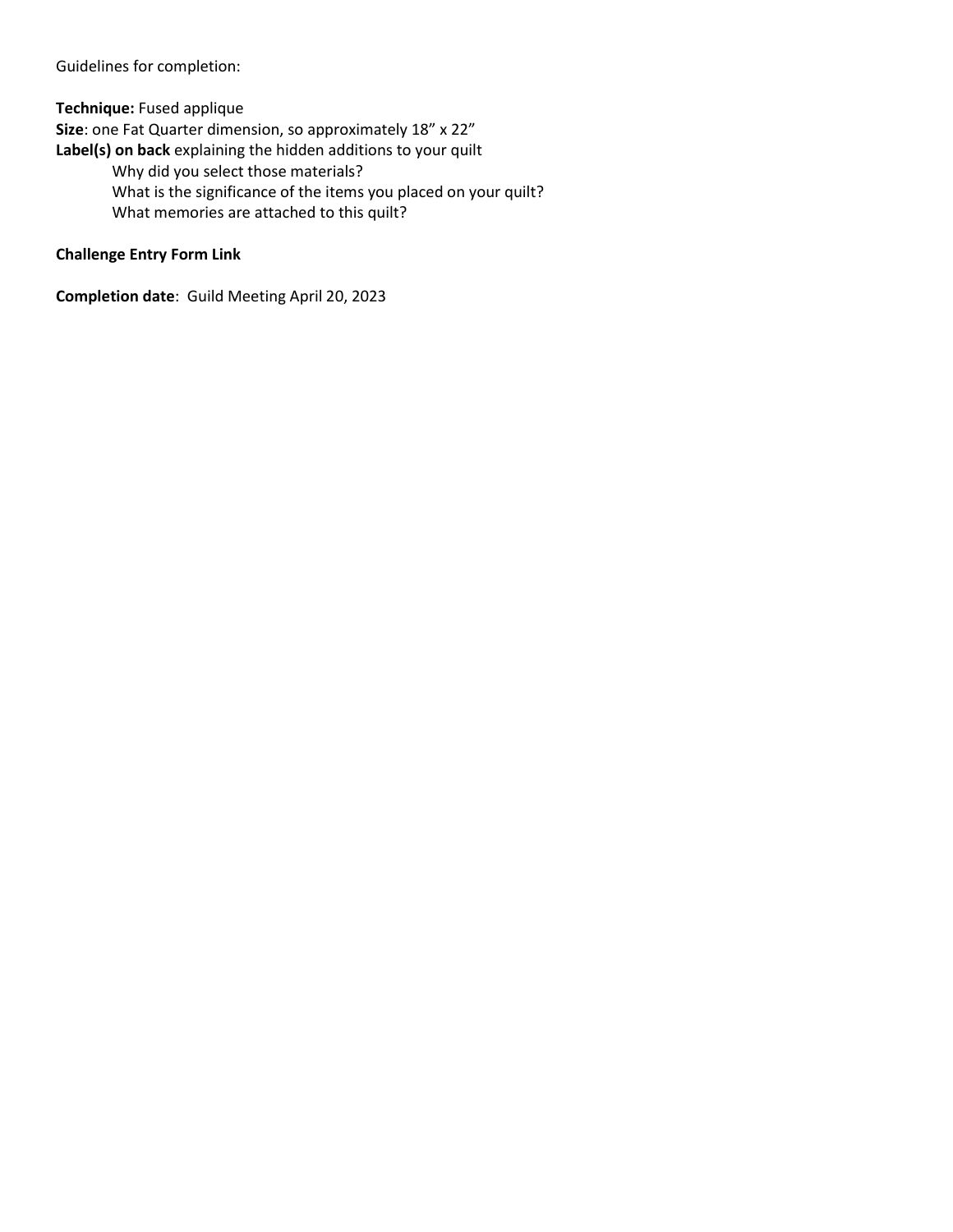Guidelines for completion:

**Technique:** Fused applique
**Size**: one Fat Quarter dimension, so approximately 18" x 22"
**Label(s) on back** explaining the hidden additions to your quilt

- Why did you select those materials?
- What is the significance of the items you placed on your quilt?
- What memories are attached to this quilt?

**Challenge Entry Form Link**

**Completion date**: Guild Meeting April 20, 2023